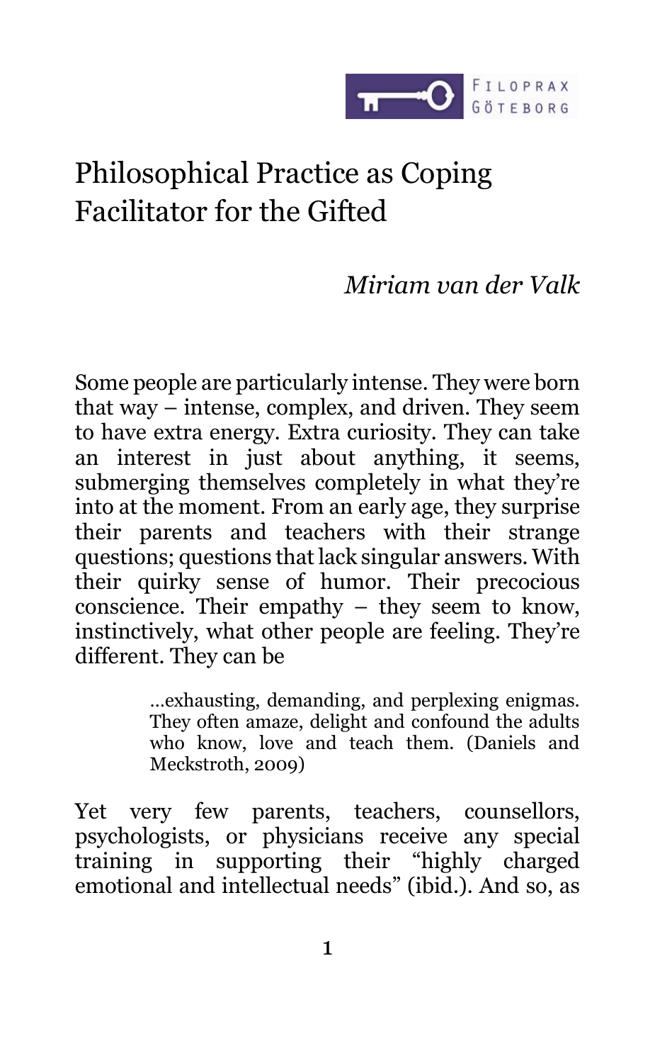# Philosophical Practice as Coping Facilitator for the Gifted

*Miriam van der Valk*

Some people are particularly intense. They were born that way – intense, complex, and driven. They seem to have extra energy. Extra curiosity. They can take an interest in just about anything, it seems, submerging themselves completely in what they're into at the moment. From an early age, they surprise their parents and teachers with their strange questions; questions that lack singular answers. With their quirky sense of humor. Their precocious conscience. Their empathy – they seem to know, instinctively, what other people are feeling. They're different. They can be

> …exhausting, demanding, and perplexing enigmas. They often amaze, delight and confound the adults who know, love and teach them. (Daniels and Meckstroth, 2009)

Yet very few parents, teachers, counsellors, psychologists, or physicians receive any special training in supporting their "highly charged emotional and intellectual needs" (ibid.). And so, as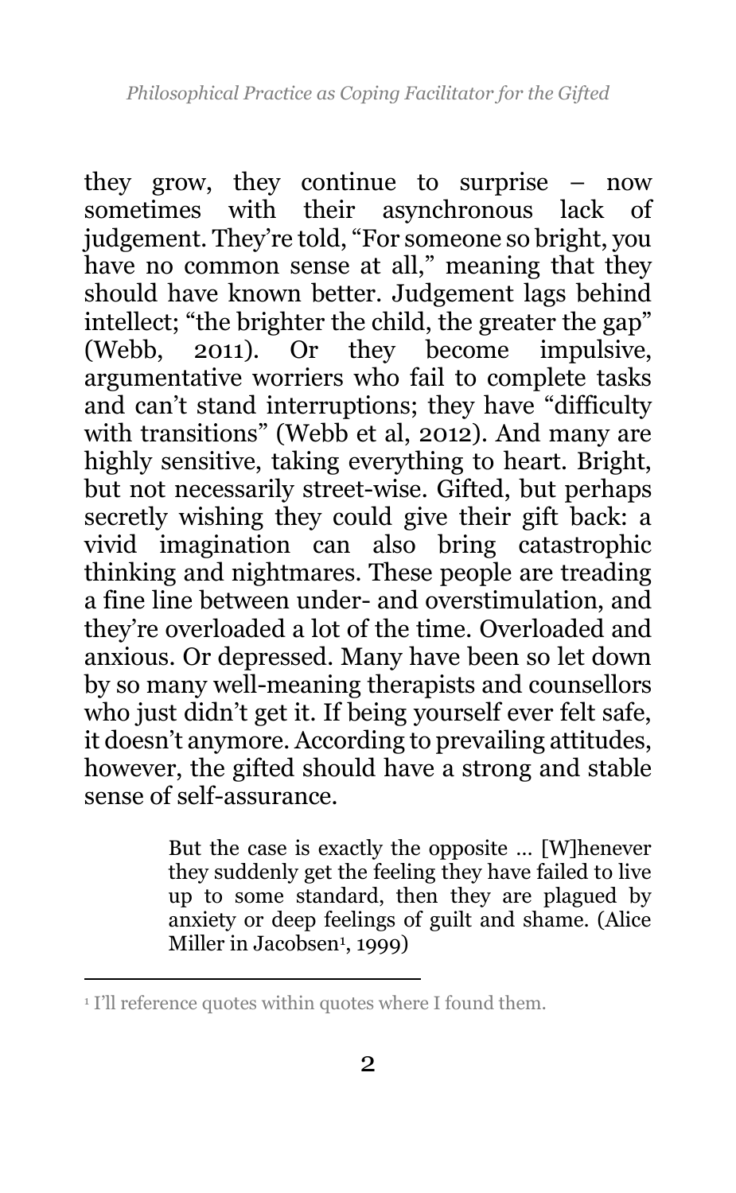they grow, they continue to surprise – now sometimes with their asynchronous lack of judgement. They're told, "For someone so bright, you have no common sense at all," meaning that they should have known better. Judgement lags behind intellect; "the brighter the child, the greater the gap" (Webb, 2011). Or they become impulsive, argumentative worriers who fail to complete tasks and can't stand interruptions; they have "difficulty with transitions" (Webb et al, 2012). And many are highly sensitive, taking everything to heart. Bright, but not necessarily street-wise. Gifted, but perhaps secretly wishing they could give their gift back: a vivid imagination can also bring catastrophic thinking and nightmares. These people are treading a fine line between under- and overstimulation, and they're overloaded a lot of the time. Overloaded and anxious. Or depressed. Many have been so let down by so many well-meaning therapists and counsellors who just didn't get it. If being yourself ever felt safe, it doesn't anymore. According to prevailing attitudes, however, the gifted should have a strong and stable sense of self-assurance.

> But the case is exactly the opposite … [W]henever they suddenly get the feeling they have failed to live up to some standard, then they are plagued by anxiety or deep feelings of guilt and shame. (Alice Miller in Jacobsen[1], 1999)

---

[1] I'll reference quotes within quotes where I found them.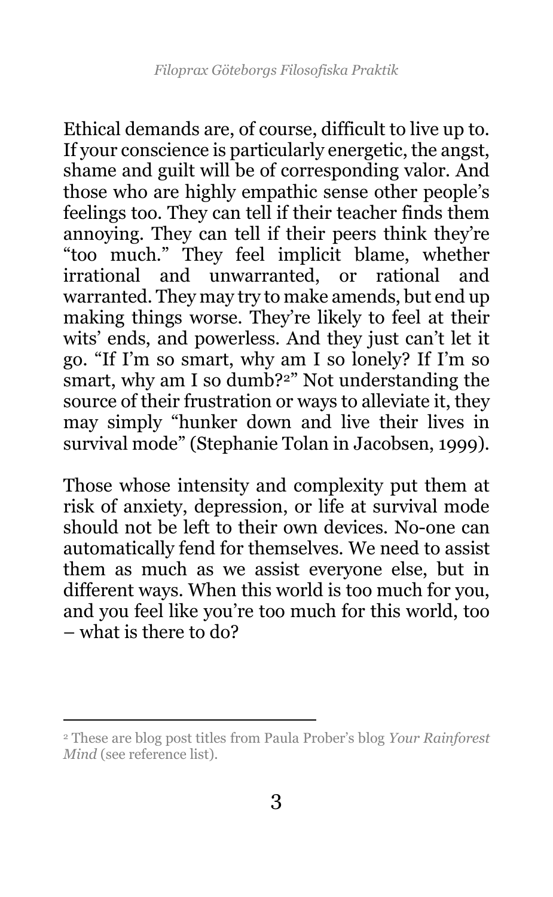Ethical demands are, of course, difficult to live up to. If your conscience is particularly energetic, the angst, shame and guilt will be of corresponding valor. And those who are highly empathic sense other people's feelings too. They can tell if their teacher finds them annoying. They can tell if their peers think they're "too much." They feel implicit blame, whether irrational and unwarranted, or rational and warranted. They may try to make amends, but end up making things worse. They're likely to feel at their wits' ends, and powerless. And they just can't let it go. "If I'm so smart, why am I so lonely? If I'm so smart, why am I so dumb?[2]" Not understanding the source of their frustration or ways to alleviate it, they may simply "hunker down and live their lives in survival mode" (Stephanie Tolan in Jacobsen, 1999).

Those whose intensity and complexity put them at risk of anxiety, depression, or life at survival mode should not be left to their own devices. No-one can automatically fend for themselves. We need to assist them as much as we assist everyone else, but in different ways. When this world is too much for you, and you feel like you're too much for this world, too – what is there to do?

---

[2] These are blog post titles from Paula Prober's blog *Your Rainforest Mind* (see reference list).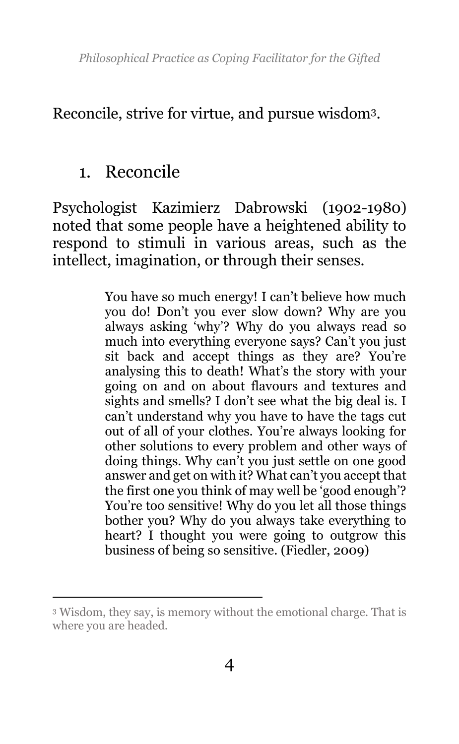Reconcile, strive for virtue, and pursue wisdom[3].

## 1. Reconcile

Psychologist Kazimierz Dabrowski (1902-1980) noted that some people have a heightened ability to respond to stimuli in various areas, such as the intellect, imagination, or through their senses.

> You have so much energy! I can't believe how much you do! Don't you ever slow down? Why are you always asking 'why'? Why do you always read so much into everything everyone says? Can't you just sit back and accept things as they are? You're analysing this to death! What's the story with your going on and on about flavours and textures and sights and smells? I don't see what the big deal is. I can't understand why you have to have the tags cut out of all of your clothes. You're always looking for other solutions to every problem and other ways of doing things. Why can't you just settle on one good answer and get on with it? What can't you accept that the first one you think of may well be 'good enough'? You're too sensitive! Why do you let all those things bother you? Why do you always take everything to heart? I thought you were going to outgrow this business of being so sensitive. (Fiedler, 2009)

---

[3] Wisdom, they say, is memory without the emotional charge. That is where you are headed.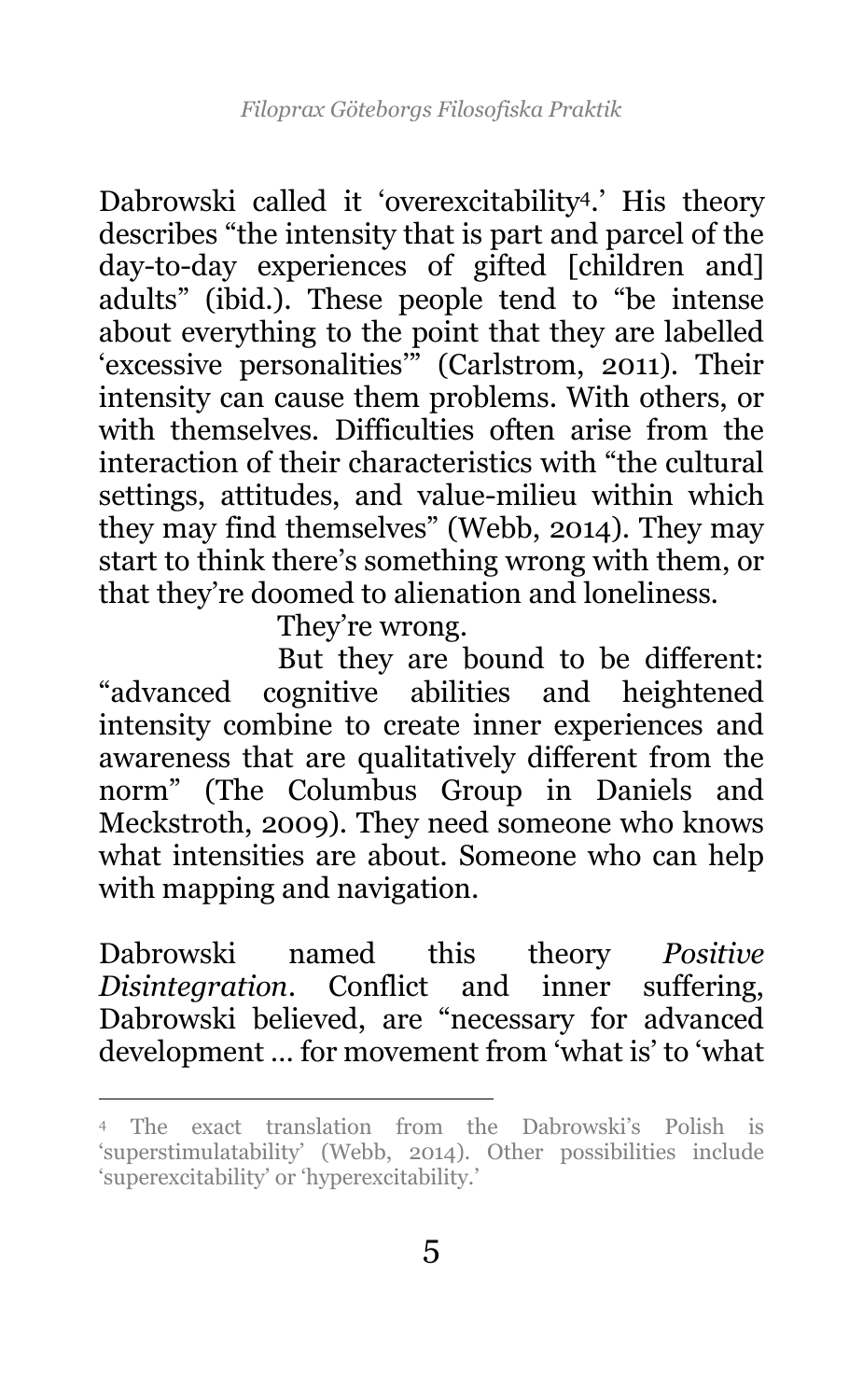Dabrowski called it 'overexcitability[4].' His theory describes "the intensity that is part and parcel of the day-to-day experiences of gifted [children and] adults" (ibid.). These people tend to "be intense about everything to the point that they are labelled 'excessive personalities'" (Carlstrom, 2011). Their intensity can cause them problems. With others, or with themselves. Difficulties often arise from the interaction of their characteristics with "the cultural settings, attitudes, and value-milieu within which they may find themselves" (Webb, 2014). They may start to think there's something wrong with them, or that they're doomed to alienation and loneliness.

They're wrong.

But they are bound to be different: "advanced cognitive abilities and heightened intensity combine to create inner experiences and awareness that are qualitatively different from the norm" (The Columbus Group in Daniels and Meckstroth, 2009). They need someone who knows what intensities are about. Someone who can help with mapping and navigation.

Dabrowski named this theory *Positive Disintegration*. Conflict and inner suffering, Dabrowski believed, are "necessary for advanced development … for movement from 'what is' to 'what

---

[4] The exact translation from the Dabrowski's Polish is 'superstimulatability' (Webb, 2014). Other possibilities include 'superexcitability' or 'hyperexcitability.'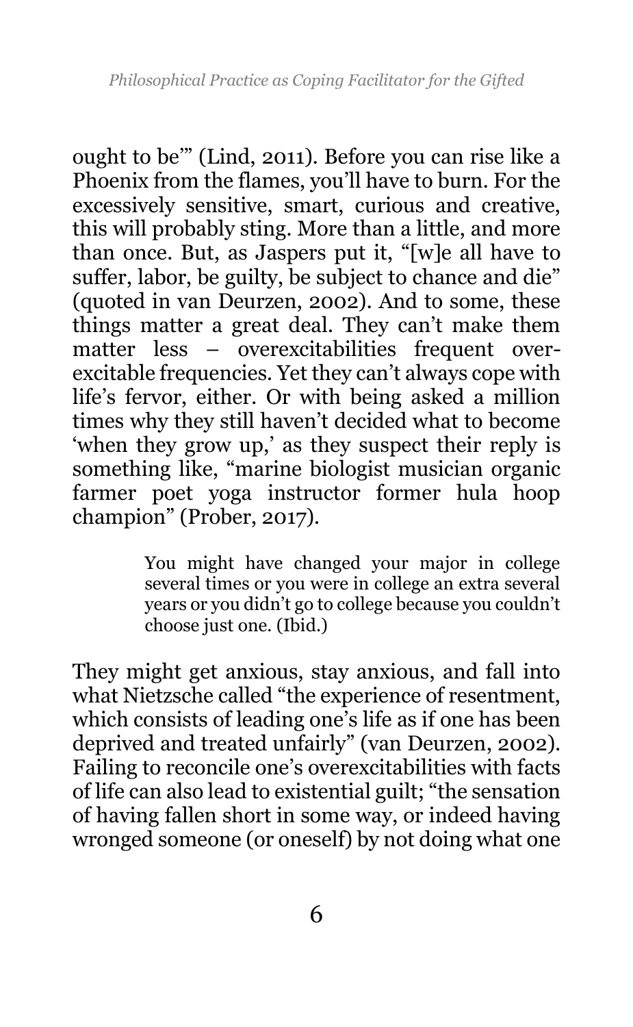ought to be'" (Lind, 2011). Before you can rise like a Phoenix from the flames, you'll have to burn. For the excessively sensitive, smart, curious and creative, this will probably sting. More than a little, and more than once. But, as Jaspers put it, "[w]e all have to suffer, labor, be guilty, be subject to chance and die" (quoted in van Deurzen, 2002). And to some, these things matter a great deal. They can't make them matter less – overexcitabilities frequent over-excitable frequencies. Yet they can't always cope with life's fervor, either. Or with being asked a million times why they still haven't decided what to become 'when they grow up,' as they suspect their reply is something like, "marine biologist musician organic farmer poet yoga instructor former hula hoop champion" (Prober, 2017).

> You might have changed your major in college several times or you were in college an extra several years or you didn't go to college because you couldn't choose just one. (Ibid.)

They might get anxious, stay anxious, and fall into what Nietzsche called "the experience of resentment, which consists of leading one's life as if one has been deprived and treated unfairly" (van Deurzen, 2002). Failing to reconcile one's overexcitabilities with facts of life can also lead to existential guilt; "the sensation of having fallen short in some way, or indeed having wronged someone (or oneself) by not doing what one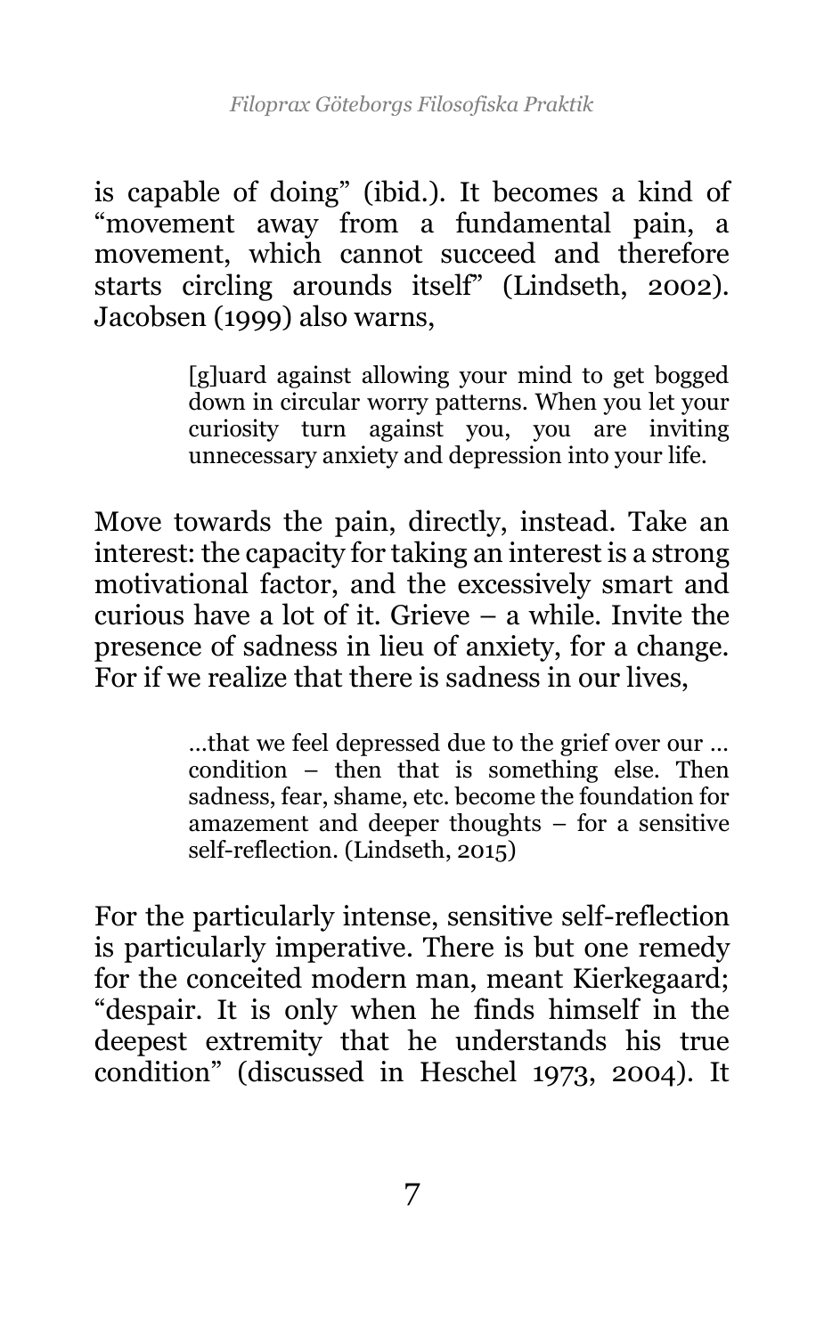is capable of doing" (ibid.). It becomes a kind of "movement away from a fundamental pain, a movement, which cannot succeed and therefore starts circling arounds itself" (Lindseth, 2002). Jacobsen (1999) also warns,

> [g]uard against allowing your mind to get bogged down in circular worry patterns. When you let your curiosity turn against you, you are inviting unnecessary anxiety and depression into your life.

Move towards the pain, directly, instead. Take an interest: the capacity for taking an interest is a strong motivational factor, and the excessively smart and curious have a lot of it. Grieve – a while. Invite the presence of sadness in lieu of anxiety, for a change. For if we realize that there is sadness in our lives,

> …that we feel depressed due to the grief over our … condition – then that is something else. Then sadness, fear, shame, etc. become the foundation for amazement and deeper thoughts – for a sensitive self-reflection. (Lindseth, 2015)

For the particularly intense, sensitive self-reflection is particularly imperative. There is but one remedy for the conceited modern man, meant Kierkegaard; "despair. It is only when he finds himself in the deepest extremity that he understands his true condition" (discussed in Heschel 1973, 2004). It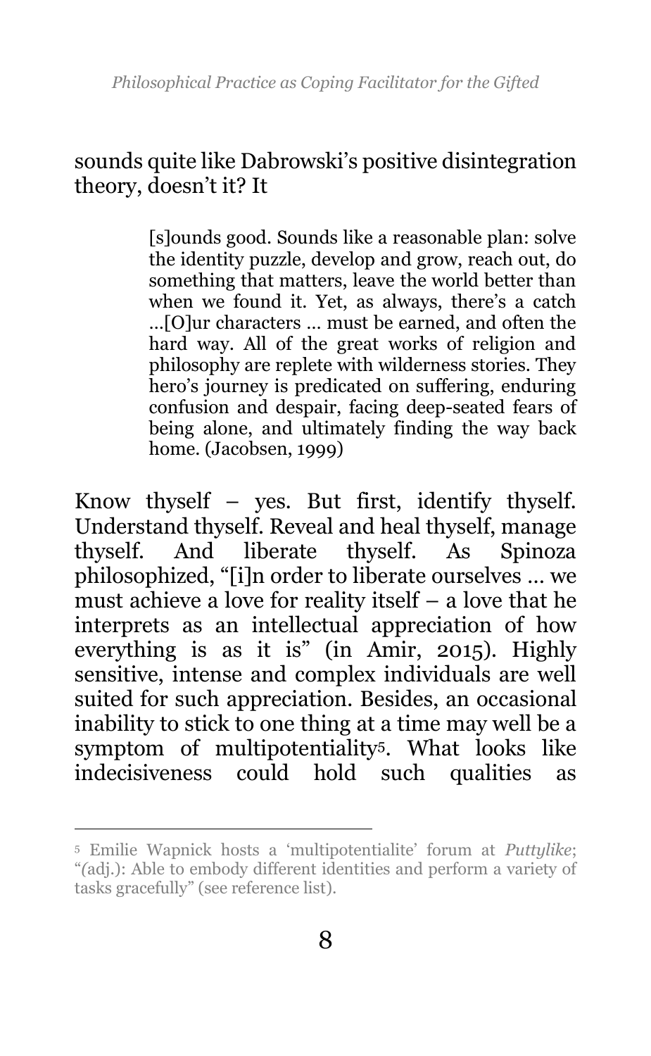sounds quite like Dabrowski's positive disintegration theory, doesn't it? It

> [s]ounds good. Sounds like a reasonable plan: solve the identity puzzle, develop and grow, reach out, do something that matters, leave the world better than when we found it. Yet, as always, there's a catch …[O]ur characters … must be earned, and often the hard way. All of the great works of religion and philosophy are replete with wilderness stories. They hero's journey is predicated on suffering, enduring confusion and despair, facing deep-seated fears of being alone, and ultimately finding the way back home. (Jacobsen, 1999)

Know thyself – yes. But first, identify thyself. Understand thyself. Reveal and heal thyself, manage thyself. And liberate thyself. As Spinoza philosophized, "[i]n order to liberate ourselves … we must achieve a love for reality itself – a love that he interprets as an intellectual appreciation of how everything is as it is" (in Amir, 2015). Highly sensitive, intense and complex individuals are well suited for such appreciation. Besides, an occasional inability to stick to one thing at a time may well be a symptom of multipotentiality[5]. What looks like indecisiveness could hold such qualities as

[5] Emilie Wapnick hosts a 'multipotentialite' forum at *Puttylike*; "*(*adj.): Able to embody different identities and perform a variety of tasks gracefully" (see reference list).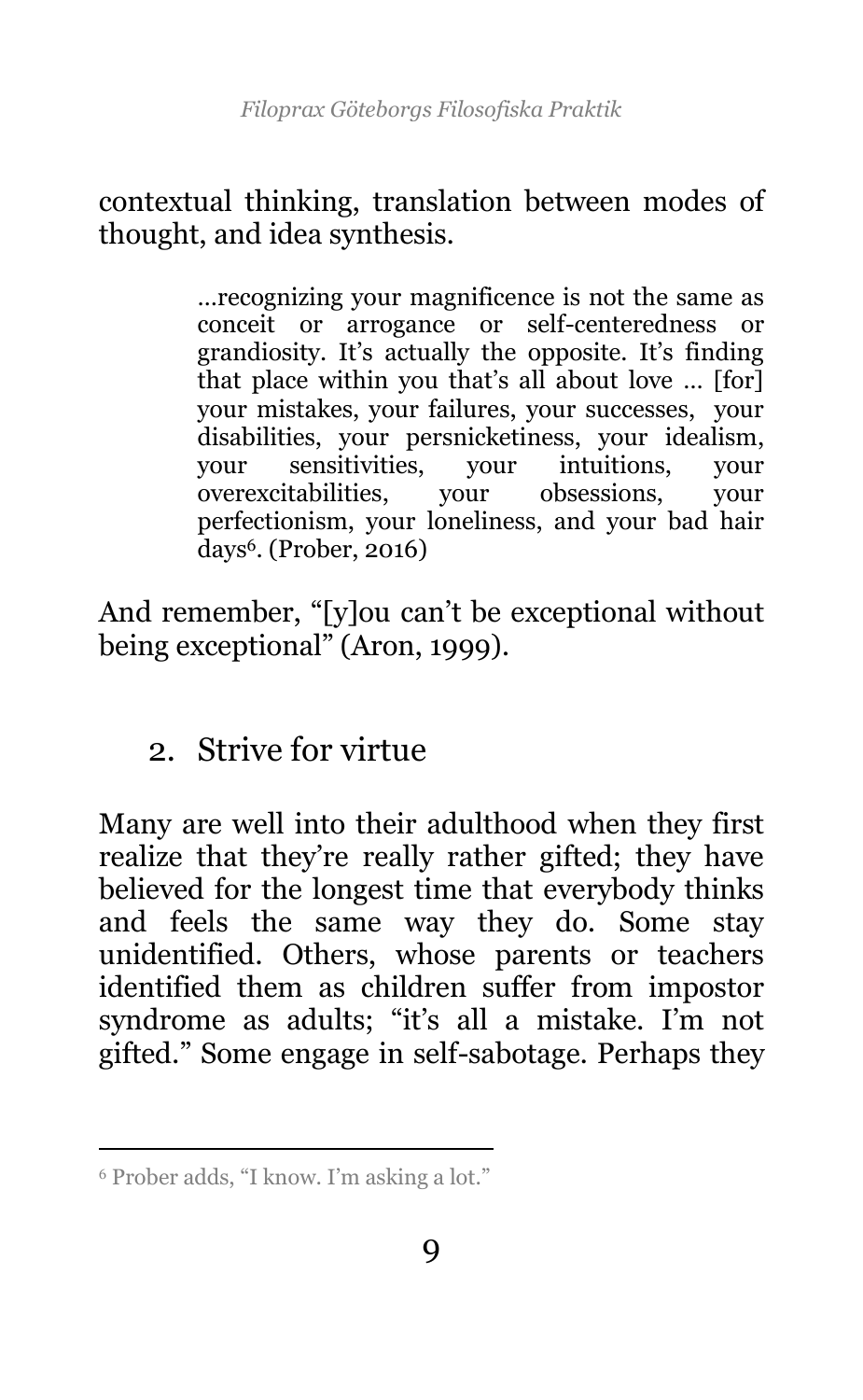contextual thinking, translation between modes of thought, and idea synthesis.

> …recognizing your magnificence is not the same as conceit or arrogance or self-centeredness or grandiosity. It's actually the opposite. It's finding that place within you that's all about love … [for] your mistakes, your failures, your successes, your disabilities, your persnicketiness, your idealism, your sensitivities, your intuitions, your overexcitabilities, your obsessions, your perfectionism, your loneliness, and your bad hair days[6]. (Prober, 2016)

And remember, "[y]ou can't be exceptional without being exceptional" (Aron, 1999).

## 2. Strive for virtue

Many are well into their adulthood when they first realize that they're really rather gifted; they have believed for the longest time that everybody thinks and feels the same way they do. Some stay unidentified. Others, whose parents or teachers identified them as children suffer from impostor syndrome as adults; "it's all a mistake. I'm not gifted." Some engage in self-sabotage. Perhaps they

---

[6] Prober adds, "I know. I'm asking a lot."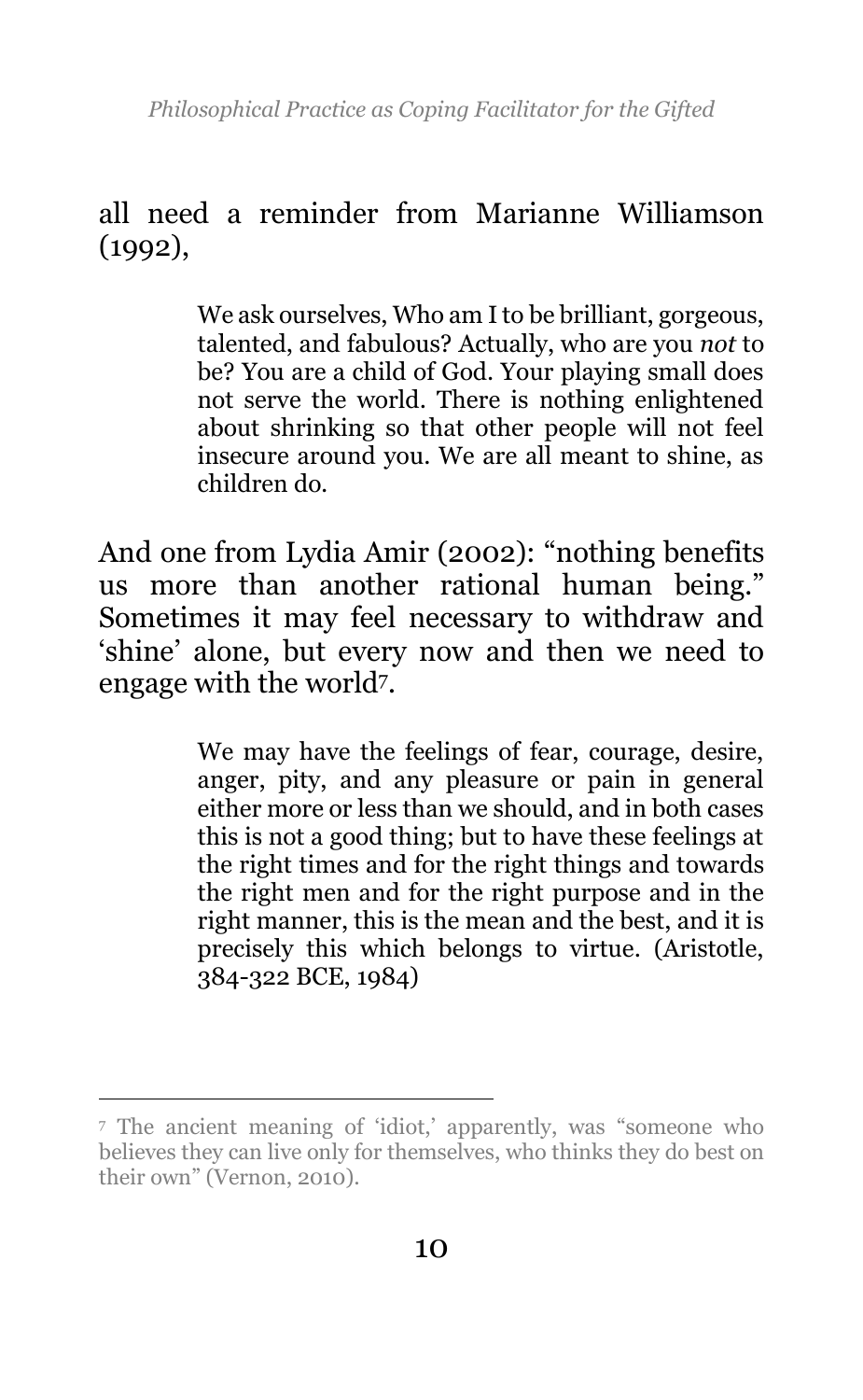all need a reminder from Marianne Williamson (1992),

> We ask ourselves, Who am I to be brilliant, gorgeous, talented, and fabulous? Actually, who are you *not* to be? You are a child of God. Your playing small does not serve the world. There is nothing enlightened about shrinking so that other people will not feel insecure around you. We are all meant to shine, as children do.

And one from Lydia Amir (2002): "nothing benefits us more than another rational human being." Sometimes it may feel necessary to withdraw and 'shine' alone, but every now and then we need to engage with the world[7].

> We may have the feelings of fear, courage, desire, anger, pity, and any pleasure or pain in general either more or less than we should, and in both cases this is not a good thing; but to have these feelings at the right times and for the right things and towards the right men and for the right purpose and in the right manner, this is the mean and the best, and it is precisely this which belongs to virtue. (Aristotle, 384-322 BCE, 1984)

---

[7] The ancient meaning of 'idiot,' apparently, was "someone who believes they can live only for themselves, who thinks they do best on their own" (Vernon, 2010).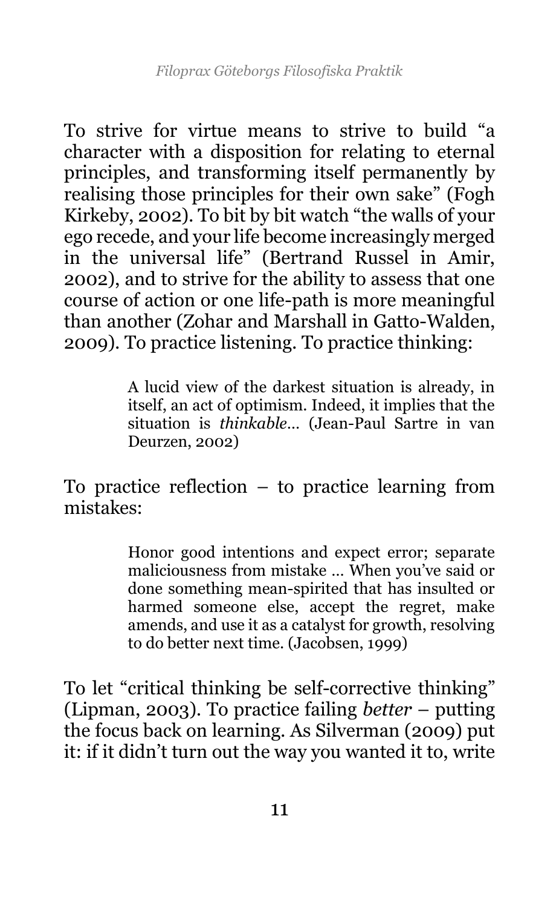To strive for virtue means to strive to build "a character with a disposition for relating to eternal principles, and transforming itself permanently by realising those principles for their own sake" (Fogh Kirkeby, 2002). To bit by bit watch "the walls of your ego recede, and your life become increasingly merged in the universal life" (Bertrand Russel in Amir, 2002), and to strive for the ability to assess that one course of action or one life-path is more meaningful than another (Zohar and Marshall in Gatto-Walden, 2009). To practice listening. To practice thinking:

> A lucid view of the darkest situation is already, in itself, an act of optimism. Indeed, it implies that the situation is *thinkable*… (Jean-Paul Sartre in van Deurzen, 2002)

To practice reflection – to practice learning from mistakes:

> Honor good intentions and expect error; separate maliciousness from mistake … When you've said or done something mean-spirited that has insulted or harmed someone else, accept the regret, make amends, and use it as a catalyst for growth, resolving to do better next time. (Jacobsen, 1999)

To let "critical thinking be self-corrective thinking" (Lipman, 2003). To practice failing *better* – putting the focus back on learning. As Silverman (2009) put it: if it didn't turn out the way you wanted it to, write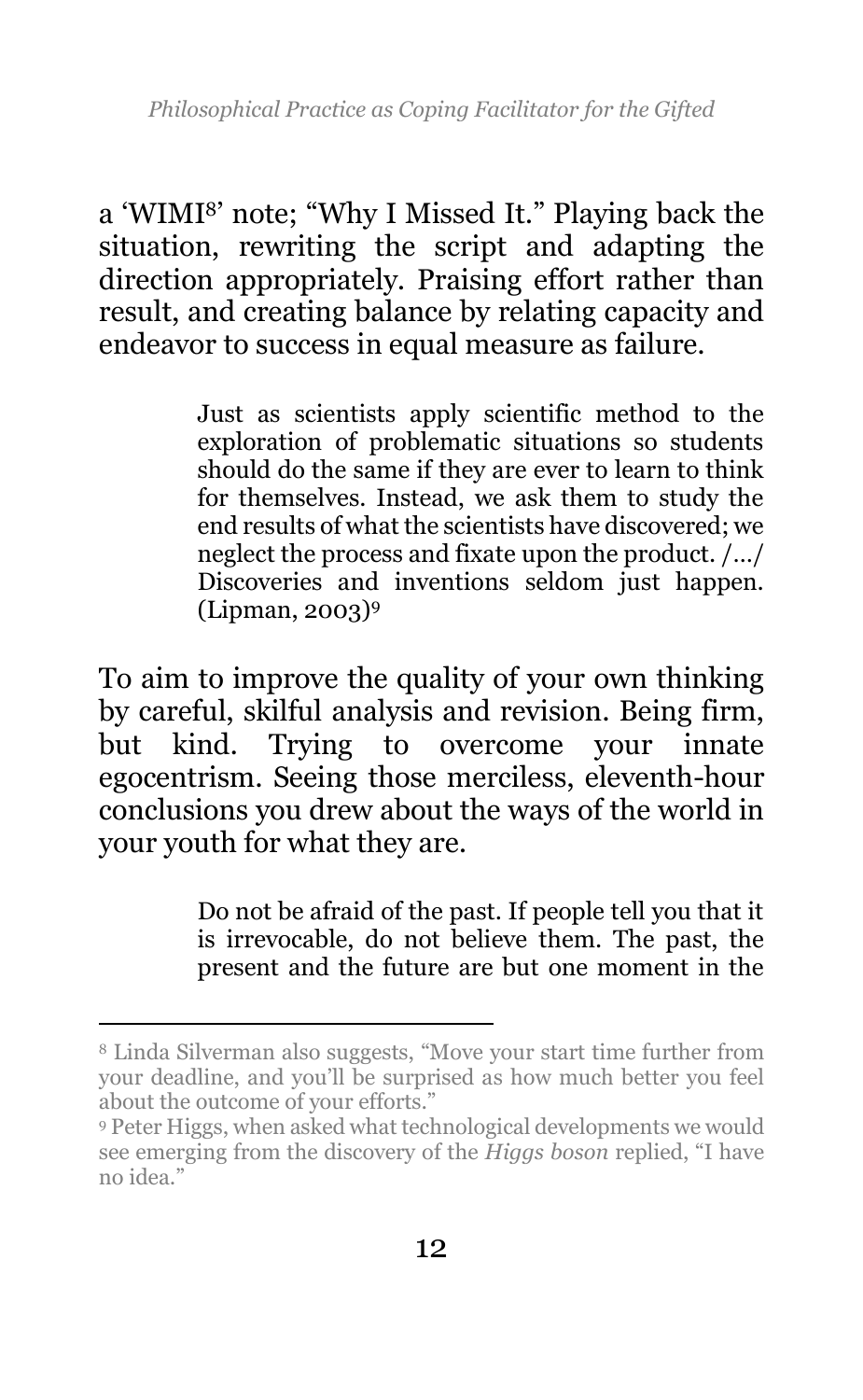a 'WIMI[8]' note; "Why I Missed It." Playing back the situation, rewriting the script and adapting the direction appropriately. Praising effort rather than result, and creating balance by relating capacity and endeavor to success in equal measure as failure.

> Just as scientists apply scientific method to the exploration of problematic situations so students should do the same if they are ever to learn to think for themselves. Instead, we ask them to study the end results of what the scientists have discovered; we neglect the process and fixate upon the product. /…/ Discoveries and inventions seldom just happen. (Lipman, 2003)[9]

To aim to improve the quality of your own thinking by careful, skilful analysis and revision. Being firm, but kind. Trying to overcome your innate egocentrism. Seeing those merciless, eleventh-hour conclusions you drew about the ways of the world in your youth for what they are.

> Do not be afraid of the past. If people tell you that it is irrevocable, do not believe them. The past, the present and the future are but one moment in the

---

[8] Linda Silverman also suggests, "Move your start time further from your deadline, and you'll be surprised as how much better you feel about the outcome of your efforts."

[9] Peter Higgs, when asked what technological developments we would see emerging from the discovery of the *Higgs boson* replied, "I have no idea."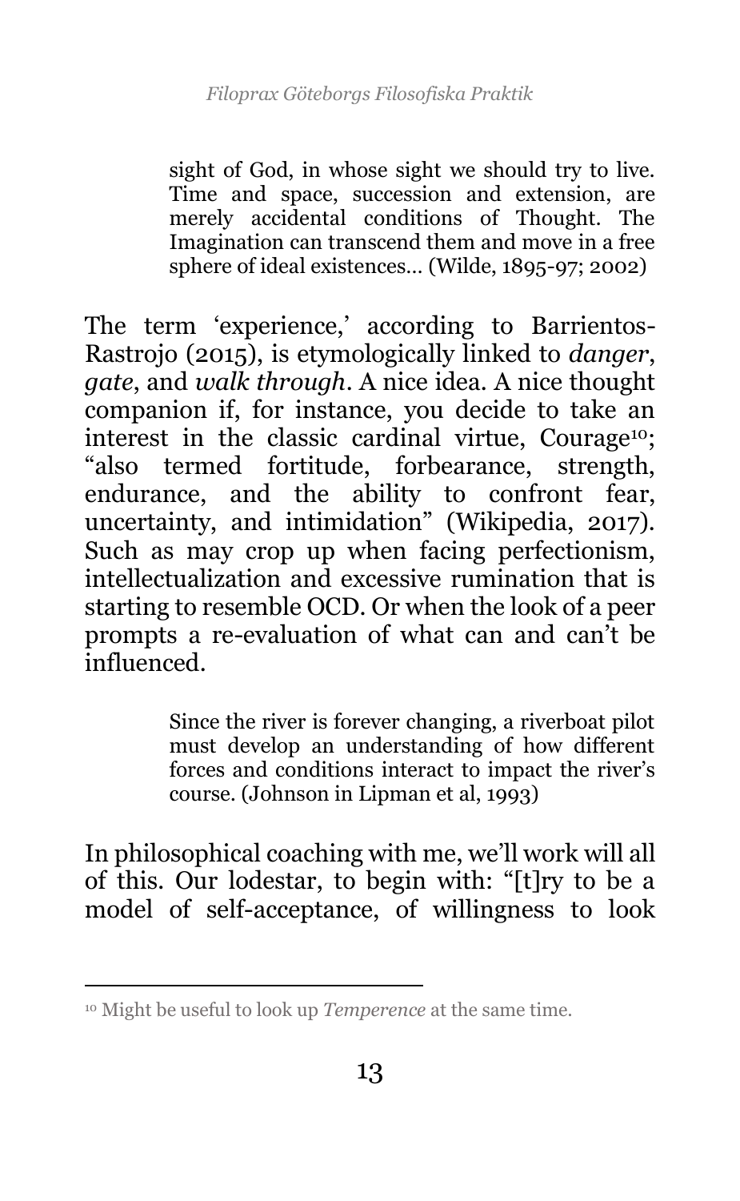> sight of God, in whose sight we should try to live. Time and space, succession and extension, are merely accidental conditions of Thought. The Imagination can transcend them and move in a free sphere of ideal existences… (Wilde, 1895-97; 2002)

The term 'experience,' according to Barrientos-Rastrojo (2015), is etymologically linked to *danger*, *gate*, and *walk through*. A nice idea. A nice thought companion if, for instance, you decide to take an interest in the classic cardinal virtue, Courage[10]; "also termed fortitude, forbearance, strength, endurance, and the ability to confront fear, uncertainty, and intimidation" (Wikipedia, 2017). Such as may crop up when facing perfectionism, intellectualization and excessive rumination that is starting to resemble OCD. Or when the look of a peer prompts a re-evaluation of what can and can't be influenced.

> Since the river is forever changing, a riverboat pilot must develop an understanding of how different forces and conditions interact to impact the river's course. (Johnson in Lipman et al, 1993)

In philosophical coaching with me, we'll work will all of this. Our lodestar, to begin with: "[t]ry to be a model of self-acceptance, of willingness to look

[10] Might be useful to look up *Temperence* at the same time.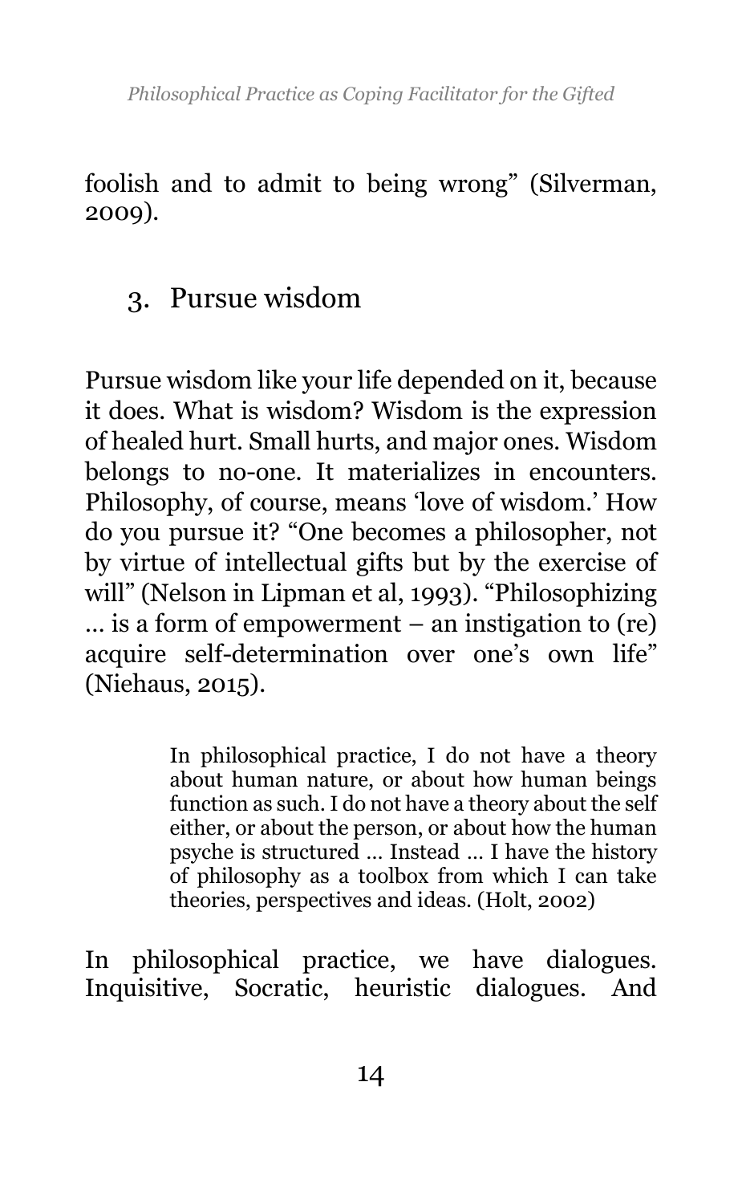foolish and to admit to being wrong" (Silverman, 2009).

## 3. Pursue wisdom

Pursue wisdom like your life depended on it, because it does. What is wisdom? Wisdom is the expression of healed hurt. Small hurts, and major ones. Wisdom belongs to no-one. It materializes in encounters. Philosophy, of course, means 'love of wisdom.' How do you pursue it? "One becomes a philosopher, not by virtue of intellectual gifts but by the exercise of will" (Nelson in Lipman et al, 1993). "Philosophizing … is a form of empowerment – an instigation to (re) acquire self-determination over one's own life" (Niehaus, 2015).

> In philosophical practice, I do not have a theory about human nature, or about how human beings function as such. I do not have a theory about the self either, or about the person, or about how the human psyche is structured … Instead … I have the history of philosophy as a toolbox from which I can take theories, perspectives and ideas. (Holt, 2002)

In philosophical practice, we have dialogues. Inquisitive, Socratic, heuristic dialogues. And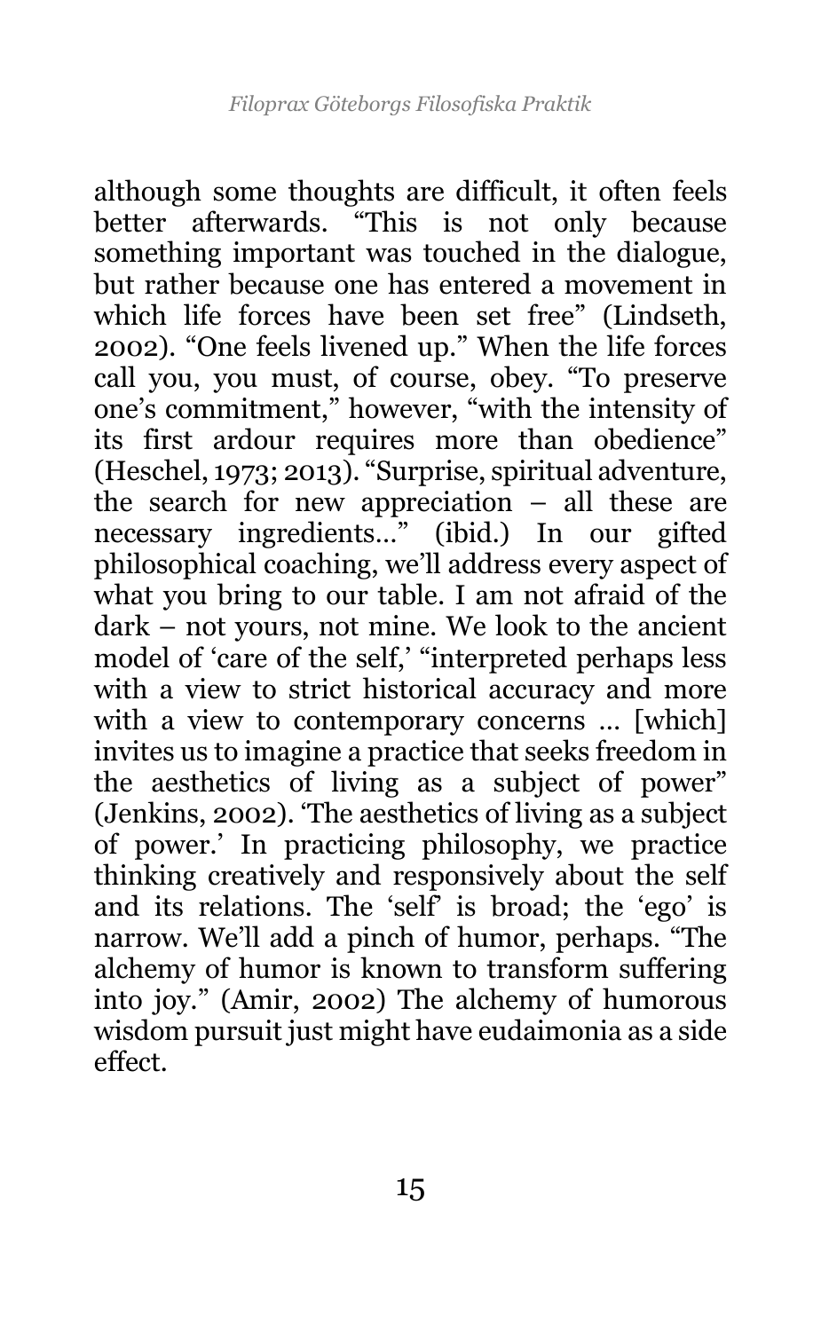although some thoughts are difficult, it often feels better afterwards. "This is not only because something important was touched in the dialogue, but rather because one has entered a movement in which life forces have been set free" (Lindseth, 2002). "One feels livened up." When the life forces call you, you must, of course, obey. "To preserve one's commitment," however, "with the intensity of its first ardour requires more than obedience" (Heschel, 1973; 2013). "Surprise, spiritual adventure, the search for new appreciation – all these are necessary ingredients…" (ibid.) In our gifted philosophical coaching, we'll address every aspect of what you bring to our table. I am not afraid of the dark – not yours, not mine. We look to the ancient model of 'care of the self,' "interpreted perhaps less with a view to strict historical accuracy and more with a view to contemporary concerns … [which] invites us to imagine a practice that seeks freedom in the aesthetics of living as a subject of power" (Jenkins, 2002). 'The aesthetics of living as a subject of power.' In practicing philosophy, we practice thinking creatively and responsively about the self and its relations. The 'self' is broad; the 'ego' is narrow. We'll add a pinch of humor, perhaps. "The alchemy of humor is known to transform suffering into joy." (Amir, 2002) The alchemy of humorous wisdom pursuit just might have eudaimonia as a side effect.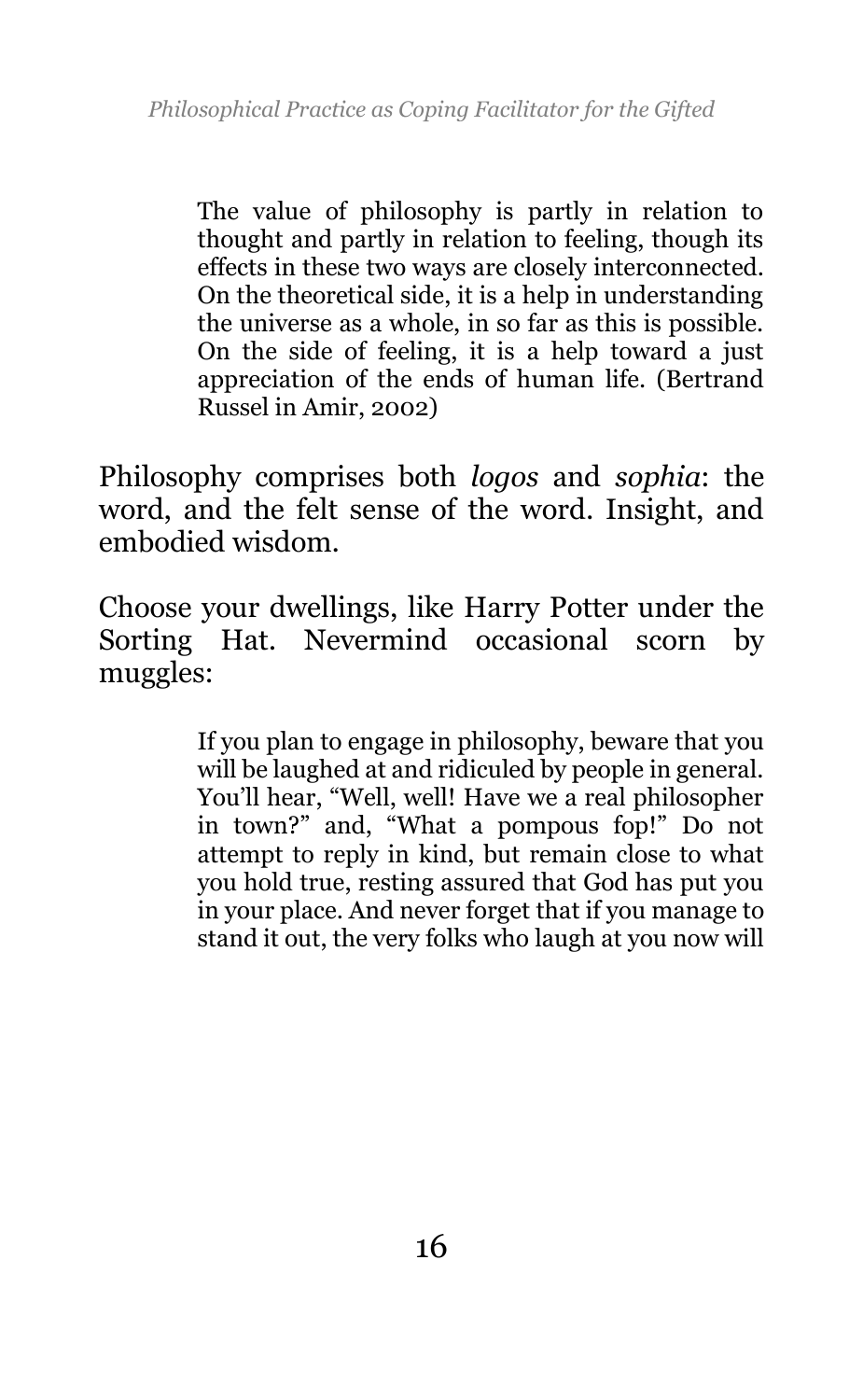> The value of philosophy is partly in relation to thought and partly in relation to feeling, though its effects in these two ways are closely interconnected. On the theoretical side, it is a help in understanding the universe as a whole, in so far as this is possible. On the side of feeling, it is a help toward a just appreciation of the ends of human life. (Bertrand Russel in Amir, 2002)

Philosophy comprises both *logos* and *sophia*: the word, and the felt sense of the word. Insight, and embodied wisdom.

Choose your dwellings, like Harry Potter under the Sorting Hat. Nevermind occasional scorn by muggles:

> If you plan to engage in philosophy, beware that you will be laughed at and ridiculed by people in general. You'll hear, "Well, well! Have we a real philosopher in town?" and, "What a pompous fop!" Do not attempt to reply in kind, but remain close to what you hold true, resting assured that God has put you in your place. And never forget that if you manage to stand it out, the very folks who laugh at you now will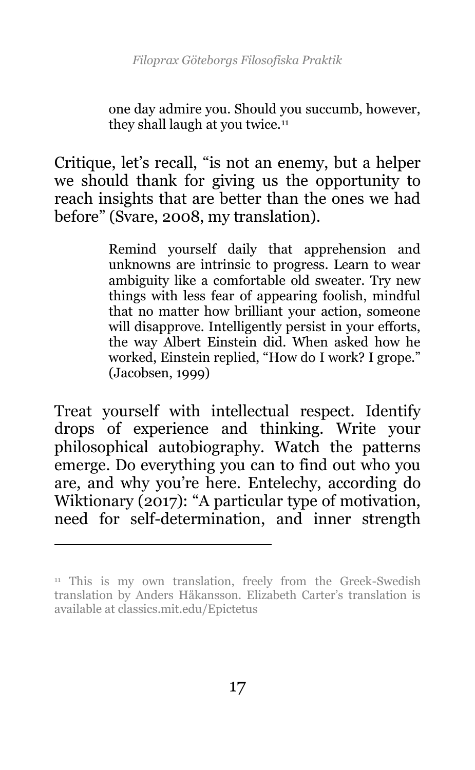> one day admire you. Should you succumb, however, they shall laugh at you twice.[11]

Critique, let's recall, "is not an enemy, but a helper we should thank for giving us the opportunity to reach insights that are better than the ones we had before" (Svare, 2008, my translation).

> Remind yourself daily that apprehension and unknowns are intrinsic to progress. Learn to wear ambiguity like a comfortable old sweater. Try new things with less fear of appearing foolish, mindful that no matter how brilliant your action, someone will disapprove. Intelligently persist in your efforts, the way Albert Einstein did. When asked how he worked, Einstein replied, "How do I work? I grope." (Jacobsen, 1999)

Treat yourself with intellectual respect. Identify drops of experience and thinking. Write your philosophical autobiography. Watch the patterns emerge. Do everything you can to find out who you are, and why you're here. Entelechy, according do Wiktionary (2017): "A particular type of motivation, need for self-determination, and inner strength

---

[11] This is my own translation, freely from the Greek-Swedish translation by Anders Håkansson. Elizabeth Carter's translation is available at classics.mit.edu/Epictetus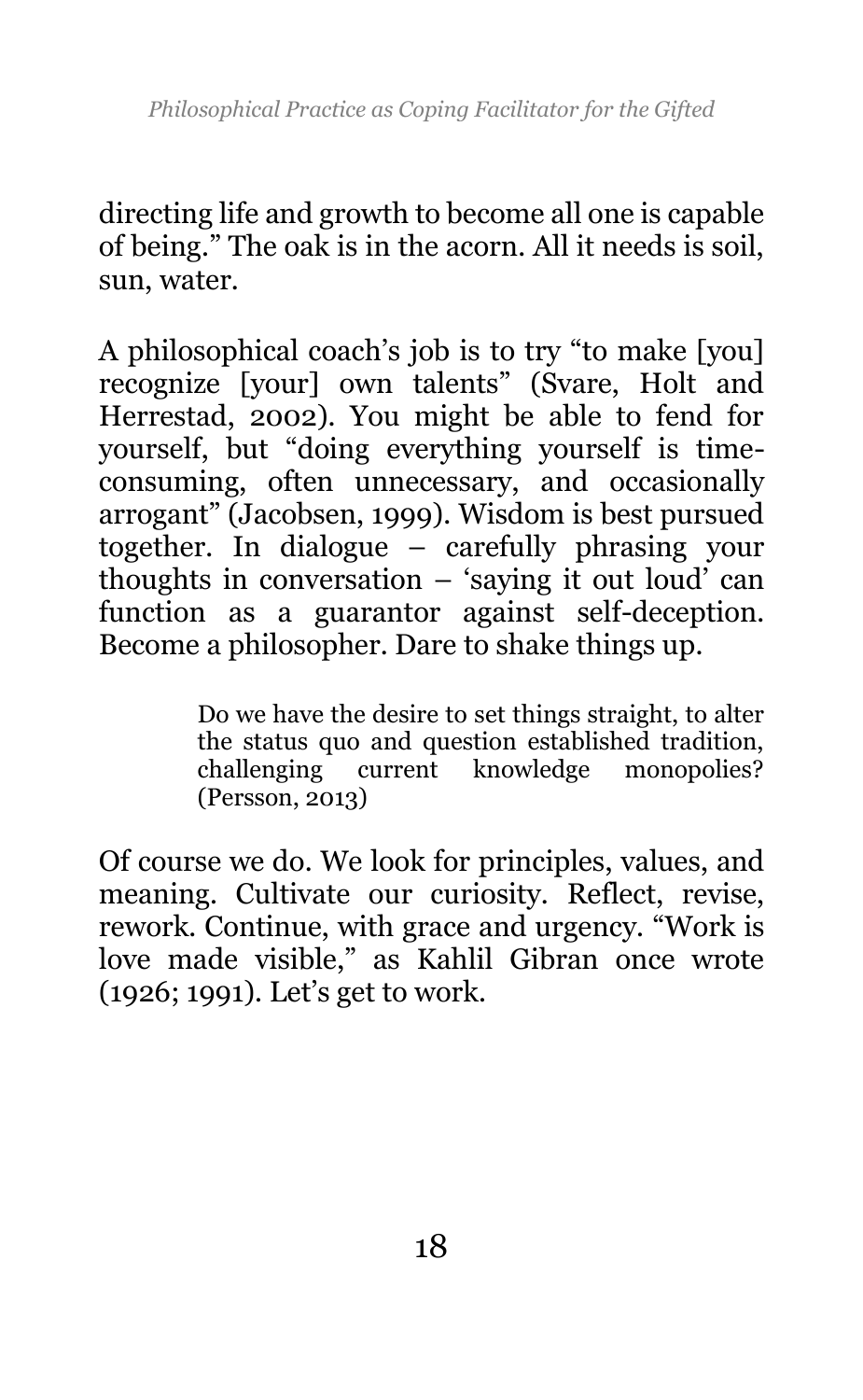directing life and growth to become all one is capable of being." The oak is in the acorn. All it needs is soil, sun, water.

A philosophical coach's job is to try "to make [you] recognize [your] own talents" (Svare, Holt and Herrestad, 2002). You might be able to fend for yourself, but "doing everything yourself is time-consuming, often unnecessary, and occasionally arrogant" (Jacobsen, 1999). Wisdom is best pursued together. In dialogue – carefully phrasing your thoughts in conversation – 'saying it out loud' can function as a guarantor against self-deception. Become a philosopher. Dare to shake things up.

> Do we have the desire to set things straight, to alter the status quo and question established tradition, challenging current knowledge monopolies? (Persson, 2013)

Of course we do. We look for principles, values, and meaning. Cultivate our curiosity. Reflect, revise, rework. Continue, with grace and urgency. "Work is love made visible," as Kahlil Gibran once wrote (1926; 1991). Let's get to work.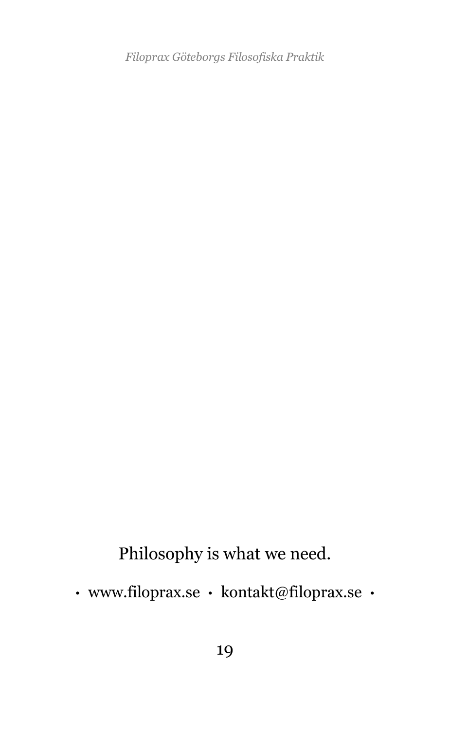Philosophy is what we need.

• www.filoprax.se • kontakt@filoprax.se •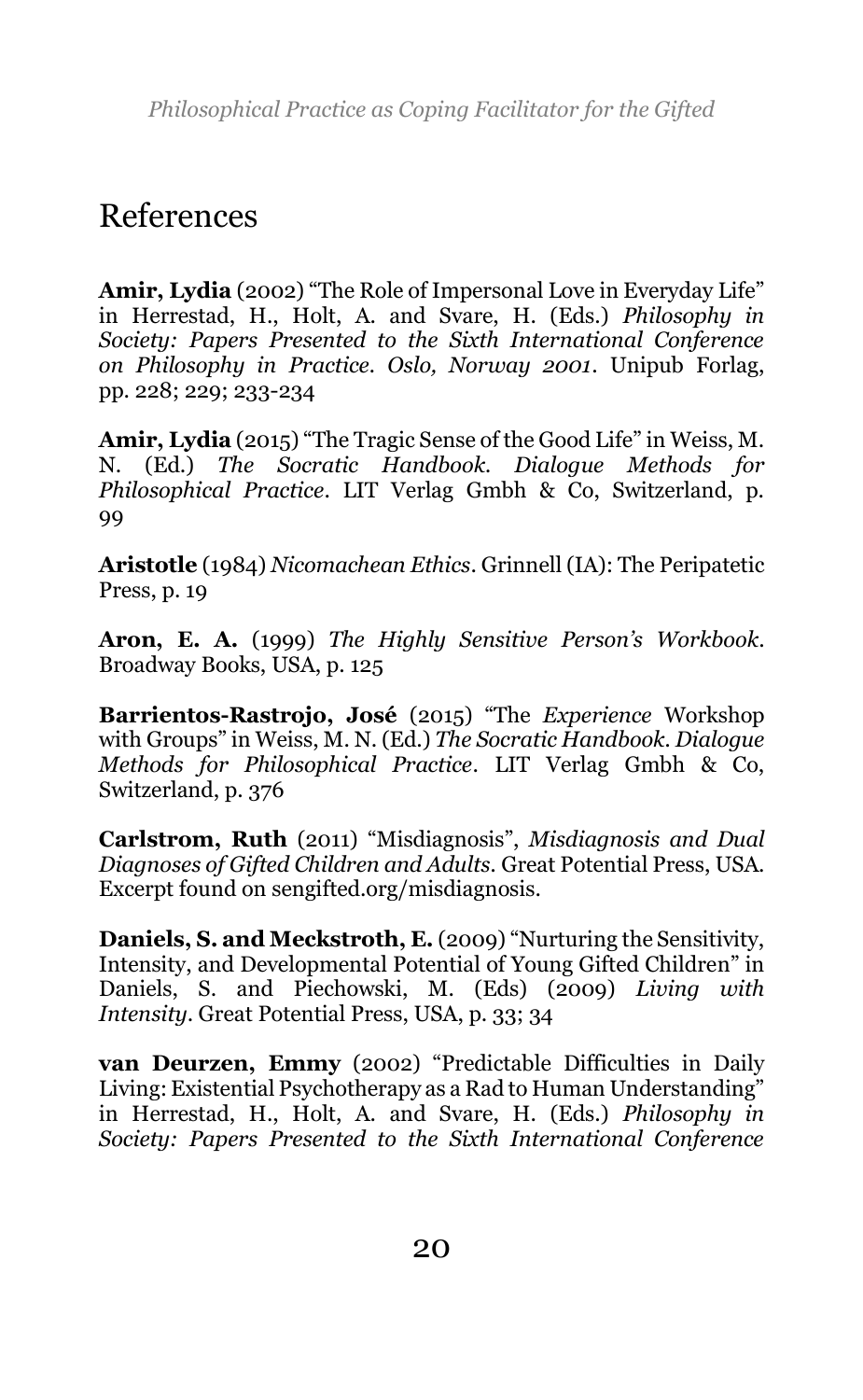## References

**Amir, Lydia** (2002) "The Role of Impersonal Love in Everyday Life" in Herrestad, H., Holt, A. and Svare, H. (Eds.) *Philosophy in Society: Papers Presented to the Sixth International Conference on Philosophy in Practice. Oslo, Norway 2001*. Unipub Forlag, pp. 228; 229; 233-234

**Amir, Lydia** (2015) "The Tragic Sense of the Good Life" in Weiss, M. N. (Ed.) *The Socratic Handbook. Dialogue Methods for Philosophical Practice*. LIT Verlag Gmbh & Co, Switzerland, p. 99

**Aristotle** (1984) *Nicomachean Ethics*. Grinnell (IA): The Peripatetic Press, p. 19

**Aron, E. A.** (1999) *The Highly Sensitive Person's Workbook*. Broadway Books, USA, p. 125

**Barrientos-Rastrojo, José** (2015) "The *Experience* Workshop with Groups" in Weiss, M. N. (Ed.) *The Socratic Handbook. Dialogue Methods for Philosophical Practice*. LIT Verlag Gmbh & Co, Switzerland, p. 376

**Carlstrom, Ruth** (2011) "Misdiagnosis", *Misdiagnosis and Dual Diagnoses of Gifted Children and Adults*. Great Potential Press, USA. Excerpt found on sengifted.org/misdiagnosis.

**Daniels, S. and Meckstroth, E.** (2009) "Nurturing the Sensitivity, Intensity, and Developmental Potential of Young Gifted Children" in Daniels, S. and Piechowski, M. (Eds) (2009) *Living with Intensity*. Great Potential Press, USA, p. 33; 34

**van Deurzen, Emmy** (2002) "Predictable Difficulties in Daily Living: Existential Psychotherapy as a Rad to Human Understanding" in Herrestad, H., Holt, A. and Svare, H. (Eds.) *Philosophy in Society: Papers Presented to the Sixth International Conference*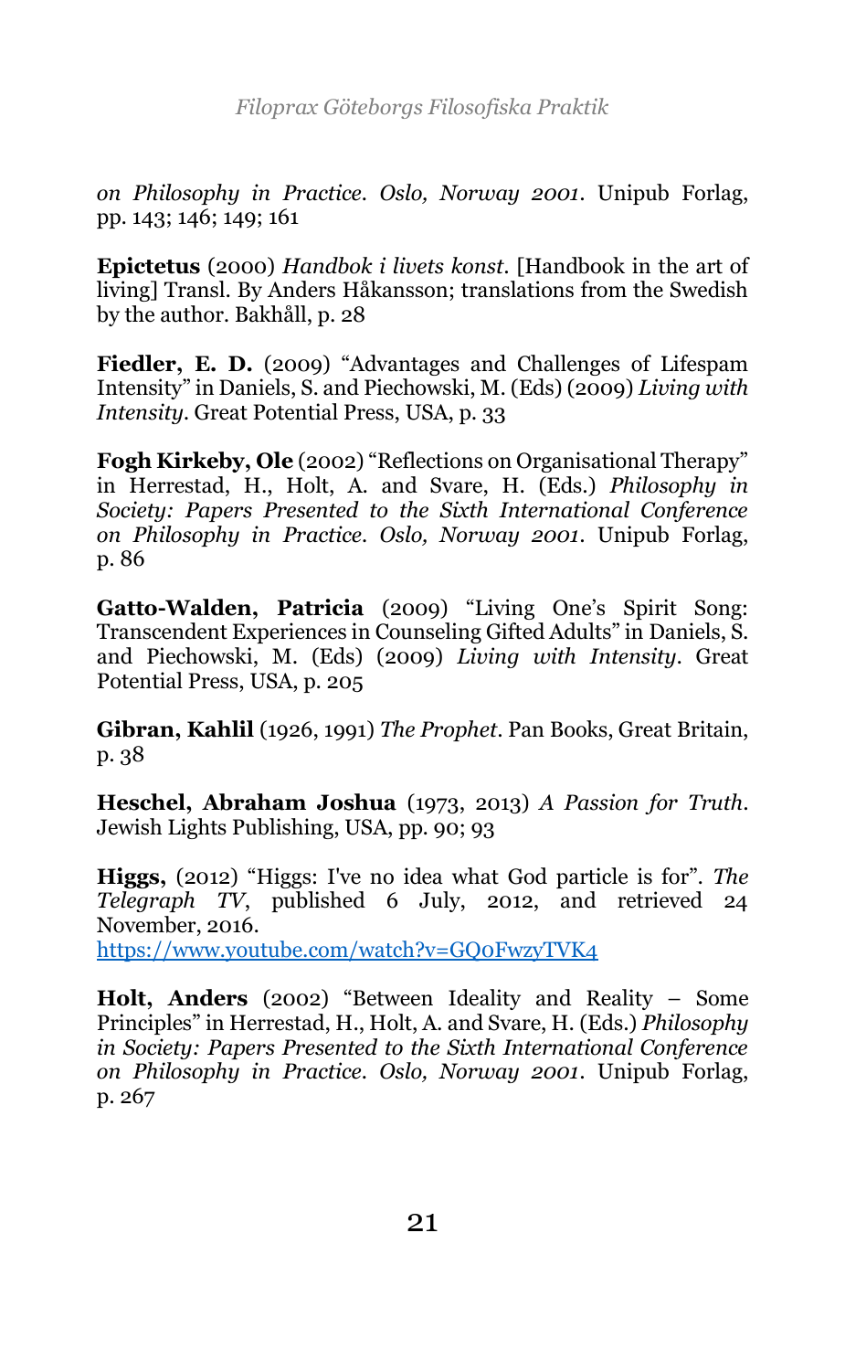*on Philosophy in Practice. Oslo, Norway 2001*. Unipub Forlag, pp. 143; 146; 149; 161

**Epictetus** (2000) *Handbok i livets konst*. [Handbook in the art of living] Transl. By Anders Håkansson; translations from the Swedish by the author. Bakhåll, p. 28

**Fiedler, E. D.** (2009) "Advantages and Challenges of Lifespam Intensity" in Daniels, S. and Piechowski, M. (Eds) (2009) *Living with Intensity*. Great Potential Press, USA, p. 33

**Fogh Kirkeby, Ole** (2002) "Reflections on Organisational Therapy" in Herrestad, H., Holt, A. and Svare, H. (Eds.) *Philosophy in Society: Papers Presented to the Sixth International Conference on Philosophy in Practice. Oslo, Norway 2001*. Unipub Forlag, p. 86

**Gatto-Walden, Patricia** (2009) "Living One's Spirit Song: Transcendent Experiences in Counseling Gifted Adults" in Daniels, S. and Piechowski, M. (Eds) (2009) *Living with Intensity*. Great Potential Press, USA, p. 205

**Gibran, Kahlil** (1926, 1991) *The Prophet*. Pan Books, Great Britain, p. 38

**Heschel, Abraham Joshua** (1973, 2013) *A Passion for Truth*. Jewish Lights Publishing, USA, pp. 90; 93

**Higgs,** (2012) "Higgs: I've no idea what God particle is for". *The Telegraph TV*, published 6 July, 2012, and retrieved 24 November, 2016.
https://www.youtube.com/watch?v=GQ0FwzyTVK4

**Holt, Anders** (2002) "Between Ideality and Reality – Some Principles" in Herrestad, H., Holt, A. and Svare, H. (Eds.) *Philosophy in Society: Papers Presented to the Sixth International Conference on Philosophy in Practice. Oslo, Norway 2001*. Unipub Forlag, p. 267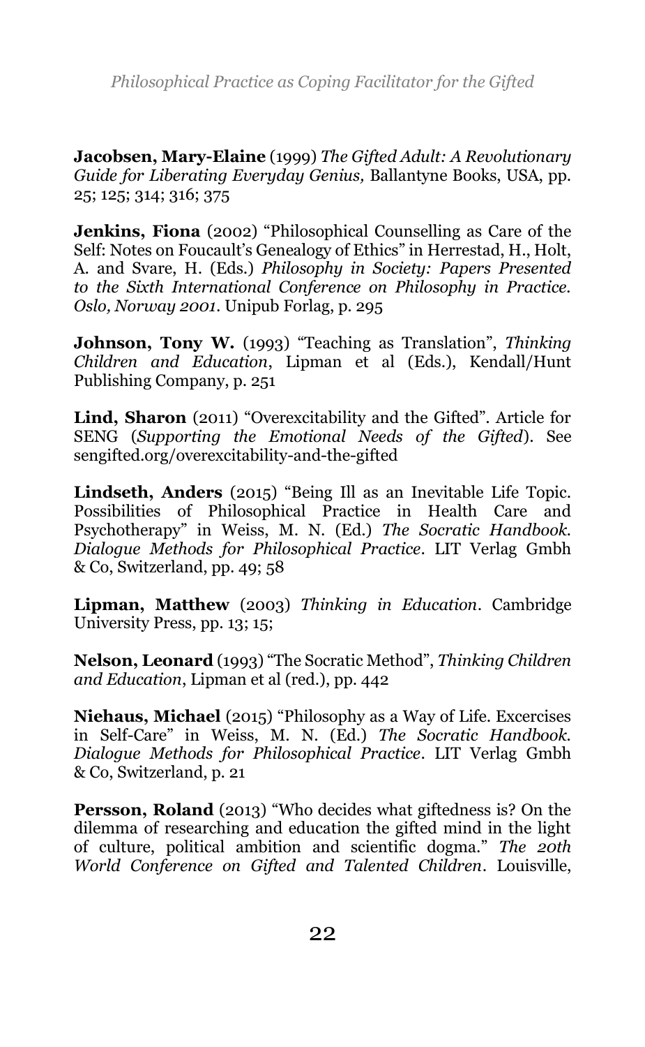**Jacobsen, Mary-Elaine** (1999) *The Gifted Adult: A Revolutionary Guide for Liberating Everyday Genius,* Ballantyne Books, USA, pp. 25; 125; 314; 316; 375

**Jenkins, Fiona** (2002) "Philosophical Counselling as Care of the Self: Notes on Foucault's Genealogy of Ethics" in Herrestad, H., Holt, A. and Svare, H. (Eds.) *Philosophy in Society: Papers Presented to the Sixth International Conference on Philosophy in Practice. Oslo, Norway 2001*. Unipub Forlag, p. 295

**Johnson, Tony W.** (1993) "Teaching as Translation", *Thinking Children and Education*, Lipman et al (Eds.), Kendall/Hunt Publishing Company, p. 251

**Lind, Sharon** (2011) "Overexcitability and the Gifted". Article for SENG (*Supporting the Emotional Needs of the Gifted*). See sengifted.org/overexcitability-and-the-gifted

**Lindseth, Anders** (2015) "Being Ill as an Inevitable Life Topic. Possibilities of Philosophical Practice in Health Care and Psychotherapy" in Weiss, M. N. (Ed.) *The Socratic Handbook. Dialogue Methods for Philosophical Practice*. LIT Verlag Gmbh & Co, Switzerland, pp. 49; 58

**Lipman, Matthew** (2003) *Thinking in Education*. Cambridge University Press, pp. 13; 15;

**Nelson, Leonard** (1993) "The Socratic Method", *Thinking Children and Education*, Lipman et al (red.), pp. 442

**Niehaus, Michael** (2015) "Philosophy as a Way of Life. Excercises in Self-Care" in Weiss, M. N. (Ed.) *The Socratic Handbook. Dialogue Methods for Philosophical Practice*. LIT Verlag Gmbh & Co, Switzerland, p. 21

**Persson, Roland** (2013) "Who decides what giftedness is? On the dilemma of researching and education the gifted mind in the light of culture, political ambition and scientific dogma." *The 20th World Conference on Gifted and Talented Children*. Louisville,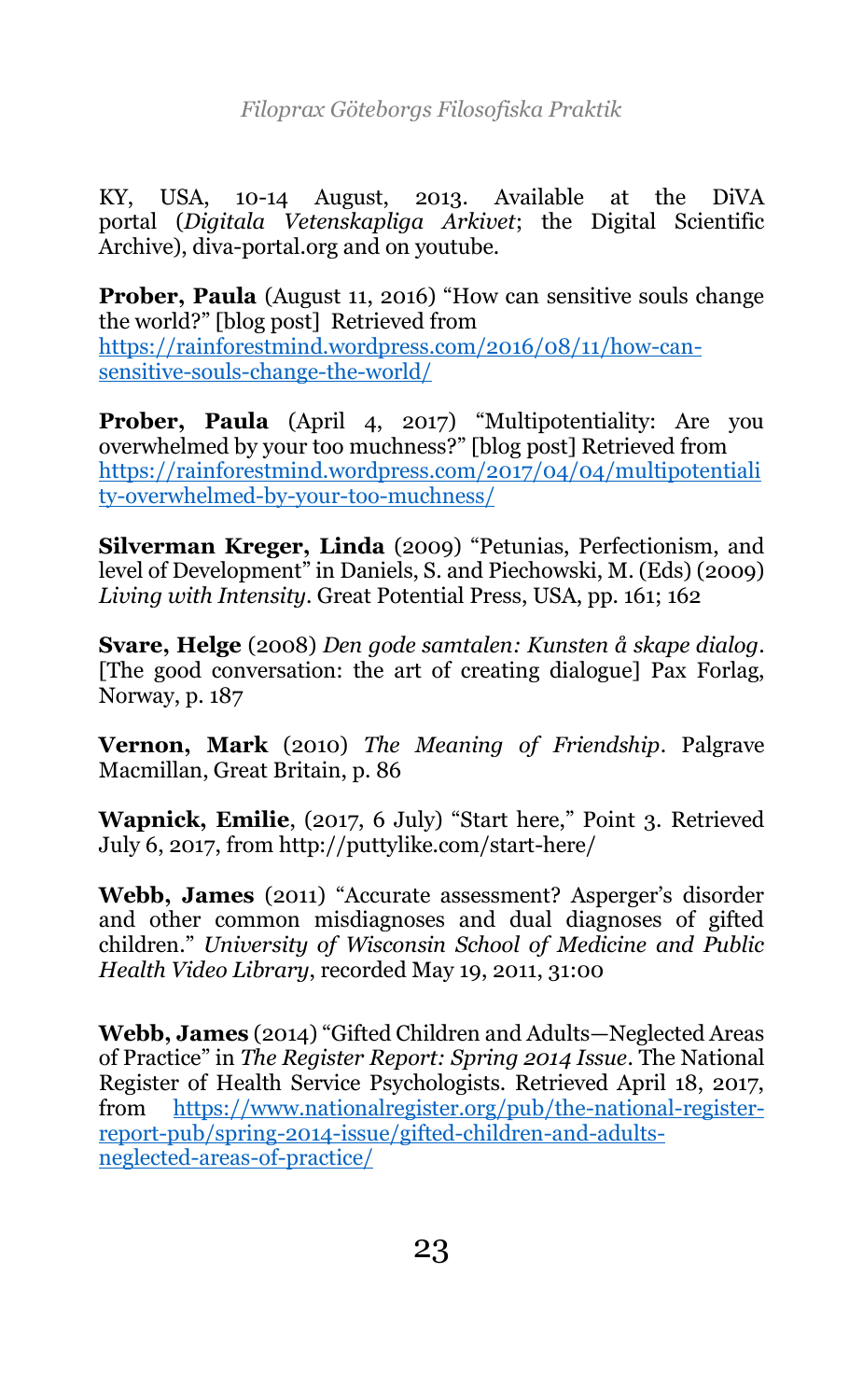KY, USA, 10-14 August, 2013. Available at the DiVA portal (*Digitala Vetenskapliga Arkivet*; the Digital Scientific Archive), diva-portal.org and on youtube.

**Prober, Paula** (August 11, 2016) "How can sensitive souls change the world?" [blog post] Retrieved from https://rainforestmind.wordpress.com/2016/08/11/how-can-sensitive-souls-change-the-world/

**Prober, Paula** (April 4, 2017) "Multipotentiality: Are you overwhelmed by your too muchness?" [blog post] Retrieved from https://rainforestmind.wordpress.com/2017/04/04/multipotentiality-overwhelmed-by-your-too-muchness/

**Silverman Kreger, Linda** (2009) "Petunias, Perfectionism, and level of Development" in Daniels, S. and Piechowski, M. (Eds) (2009) *Living with Intensity*. Great Potential Press, USA, pp. 161; 162

**Svare, Helge** (2008) *Den gode samtalen: Kunsten å skape dialog*. [The good conversation: the art of creating dialogue] Pax Forlag, Norway, p. 187

**Vernon, Mark** (2010) *The Meaning of Friendship*. Palgrave Macmillan, Great Britain, p. 86

**Wapnick, Emilie**, (2017, 6 July) "Start here," Point 3. Retrieved July 6, 2017, from http://puttylike.com/start-here/

**Webb, James** (2011) "Accurate assessment? Asperger's disorder and other common misdiagnoses and dual diagnoses of gifted children." *University of Wisconsin School of Medicine and Public Health Video Library*, recorded May 19, 2011, 31:00

**Webb, James** (2014) "Gifted Children and Adults—Neglected Areas of Practice" in *The Register Report: Spring 2014 Issue*. The National Register of Health Service Psychologists. Retrieved April 18, 2017, from https://www.nationalregister.org/pub/the-national-register-report-pub/spring-2014-issue/gifted-children-and-adults-neglected-areas-of-practice/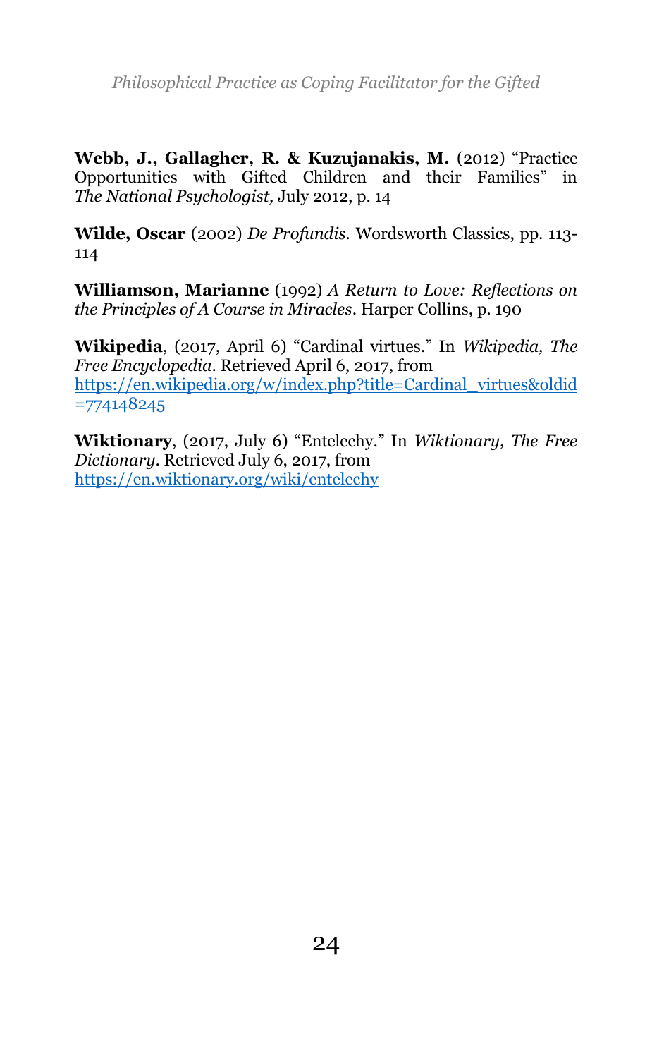**Webb, J., Gallagher, R. & Kuzujanakis, M.** (2012) "Practice Opportunities with Gifted Children and their Families" in *The National Psychologist,* July 2012, p. 14

**Wilde, Oscar** (2002) *De Profundis*. Wordsworth Classics, pp. 113-114

**Williamson, Marianne** (1992) *A Return to Love: Reflections on the Principles of A Course in Miracles*. Harper Collins, p. 190

**Wikipedia**, (2017, April 6) "Cardinal virtues." In *Wikipedia, The Free Encyclopedia*. Retrieved April 6, 2017, from https://en.wikipedia.org/w/index.php?title=Cardinal_virtues&oldid=774148245

**Wiktionary**, (2017, July 6) "Entelechy." In *Wiktionary, The Free Dictionary*. Retrieved July 6, 2017, from https://en.wiktionary.org/wiki/entelechy